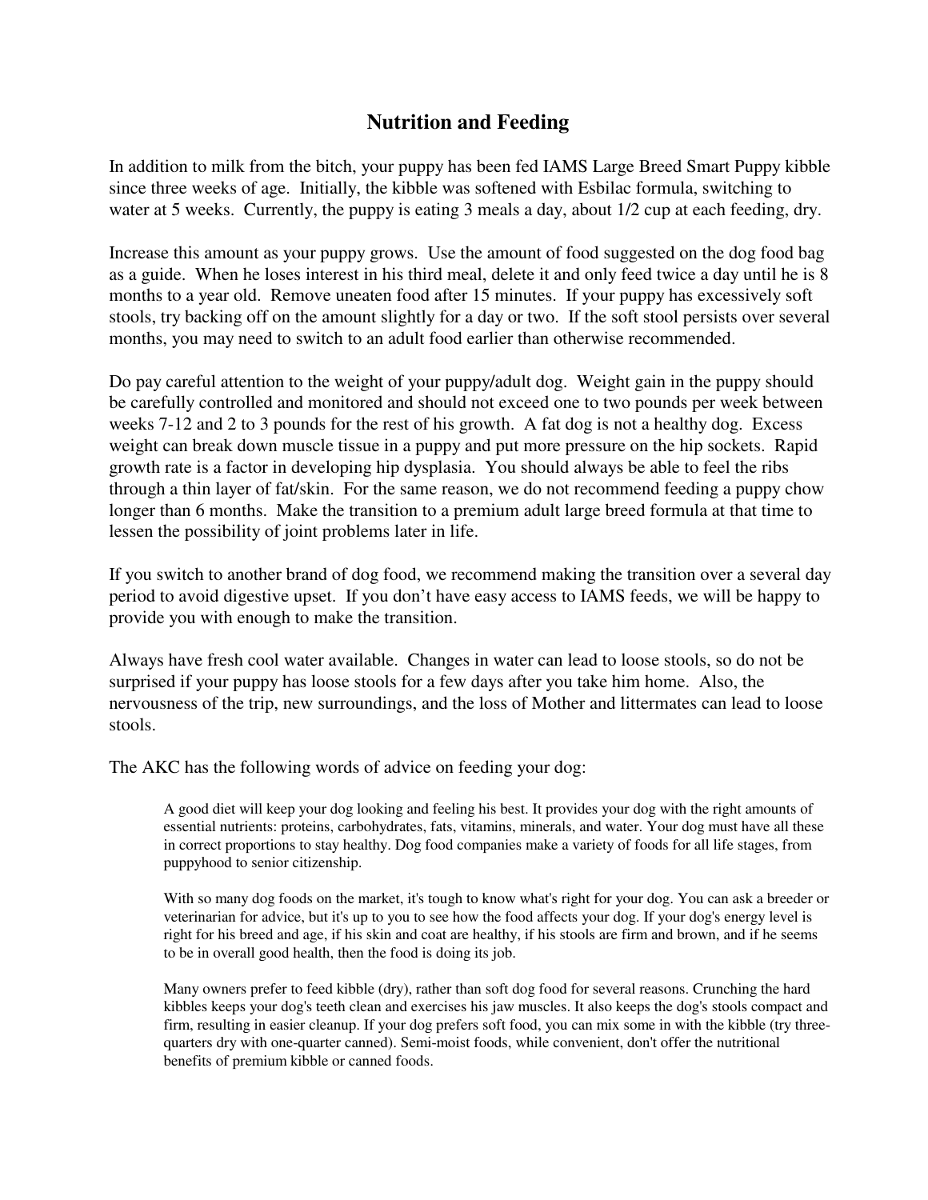# Nutrition and Feeding

In addition to milk from the bitch, your puppy has been fed IAMS Large Breed Smart Puppy kibble since three weeks of age. Initially, the kibble was softened with Esbilac formula, switching to water at 5 weeks. Currently, the puppy is eating 3 meals a day, about 1/2 cup at each feeding, dry.

Increase this amount as your puppy grows. Use the amount of food suggested on the dog food bag as a guide. When he loses interest in his third meal, delete it and only feed twice a day until he is 8 months to a year old. Remove uneaten food after 15 minutes. If your puppy has excessively soft stools, try backing off on the amount slightly for a day or two. If the soft stool persists over several months, you may need to switch to an adult food earlier than otherwise recommended.

Do pay careful attention to the weight of your puppy/adult dog. Weight gain in the puppy should be carefully controlled and monitored and should not exceed one to two pounds per week between weeks 7-12 and 2 to 3 pounds for the rest of his growth. A fat dog is not a healthy dog. Excess weight can break down muscle tissue in a puppy and put more pressure on the hip sockets. Rapid growth rate is a factor in developing hip dysplasia. You should always be able to feel the ribs through a thin layer of fat/skin. For the same reason, we do not recommend feeding a puppy chow longer than 6 months. Make the transition to a premium adult large breed formula at that time to lessen the possibility of joint problems later in life.

If you switch to another brand of dog food, we recommend making the transition over a several day period to avoid digestive upset. If you don't have easy access to IAMS feeds, we will be happy to provide you with enough to make the transition.

Always have fresh cool water available. Changes in water can lead to loose stools, so do not be surprised if your puppy has loose stools for a few days after you take him home. Also, the nervousness of the trip, new surroundings, and the loss of Mother and littermates can lead to loose stools.

The AKC has the following words of advice on feeding your dog:

> A good diet will keep your dog looking and feeling his best. It provides your dog with the right amounts of essential nutrients: proteins, carbohydrates, fats, vitamins, minerals, and water. Your dog must have all these in correct proportions to stay healthy. Dog food companies make a variety of foods for all life stages, from puppyhood to senior citizenship.
>
> With so many dog foods on the market, it's tough to know what's right for your dog. You can ask a breeder or veterinarian for advice, but it's up to you to see how the food affects your dog. If your dog's energy level is right for his breed and age, if his skin and coat are healthy, if his stools are firm and brown, and if he seems to be in overall good health, then the food is doing its job.
>
> Many owners prefer to feed kibble (dry), rather than soft dog food for several reasons. Crunching the hard kibbles keeps your dog's teeth clean and exercises his jaw muscles. It also keeps the dog's stools compact and firm, resulting in easier cleanup. If your dog prefers soft food, you can mix some in with the kibble (try three-quarters dry with one-quarter canned). Semi-moist foods, while convenient, don't offer the nutritional benefits of premium kibble or canned foods.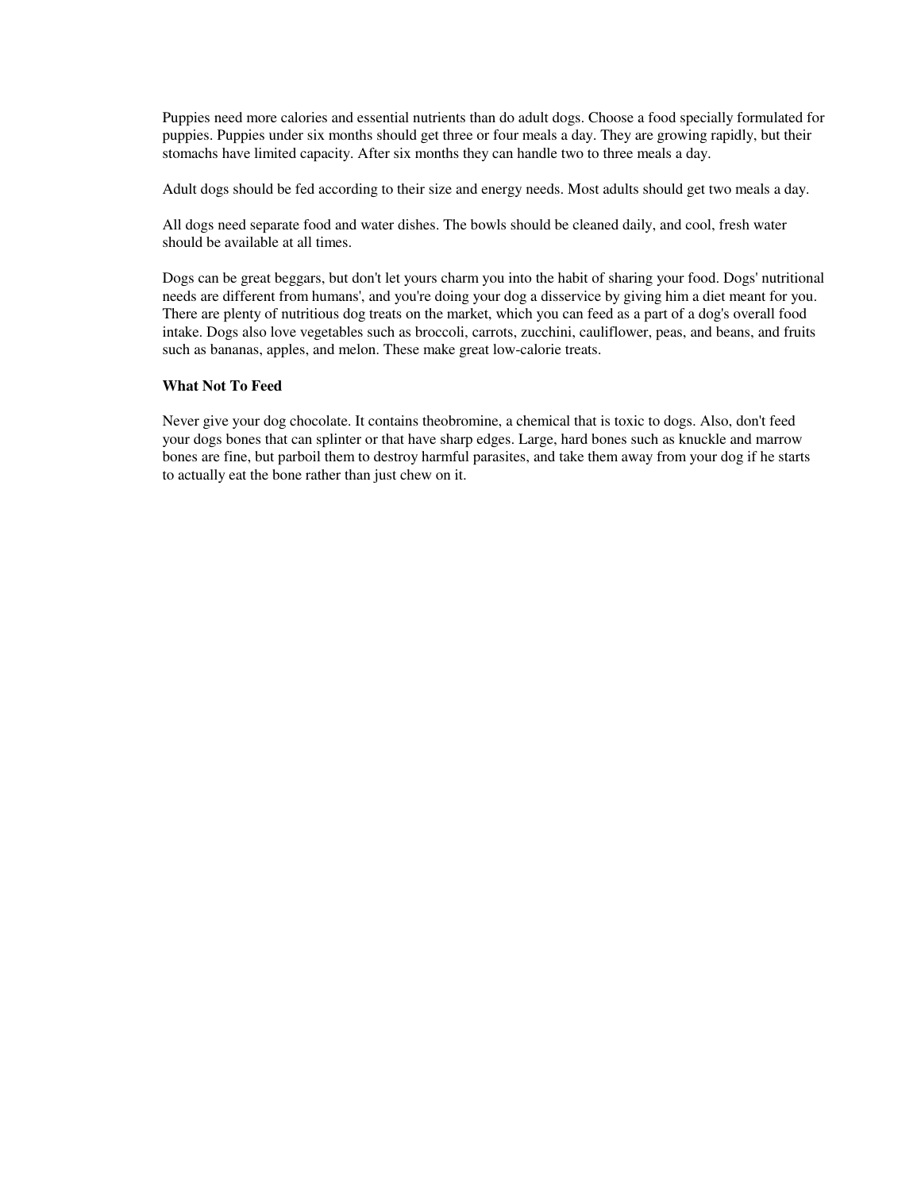Puppies need more calories and essential nutrients than do adult dogs. Choose a food specially formulated for puppies. Puppies under six months should get three or four meals a day. They are growing rapidly, but their stomachs have limited capacity. After six months they can handle two to three meals a day.

Adult dogs should be fed according to their size and energy needs. Most adults should get two meals a day.

All dogs need separate food and water dishes. The bowls should be cleaned daily, and cool, fresh water should be available at all times.

Dogs can be great beggars, but don't let yours charm you into the habit of sharing your food. Dogs' nutritional needs are different from humans', and you're doing your dog a disservice by giving him a diet meant for you. There are plenty of nutritious dog treats on the market, which you can feed as a part of a dog's overall food intake. Dogs also love vegetables such as broccoli, carrots, zucchini, cauliflower, peas, and beans, and fruits such as bananas, apples, and melon. These make great low-calorie treats.

**What Not To Feed**

Never give your dog chocolate. It contains theobromine, a chemical that is toxic to dogs. Also, don't feed your dogs bones that can splinter or that have sharp edges. Large, hard bones such as knuckle and marrow bones are fine, but parboil them to destroy harmful parasites, and take them away from your dog if he starts to actually eat the bone rather than just chew on it.